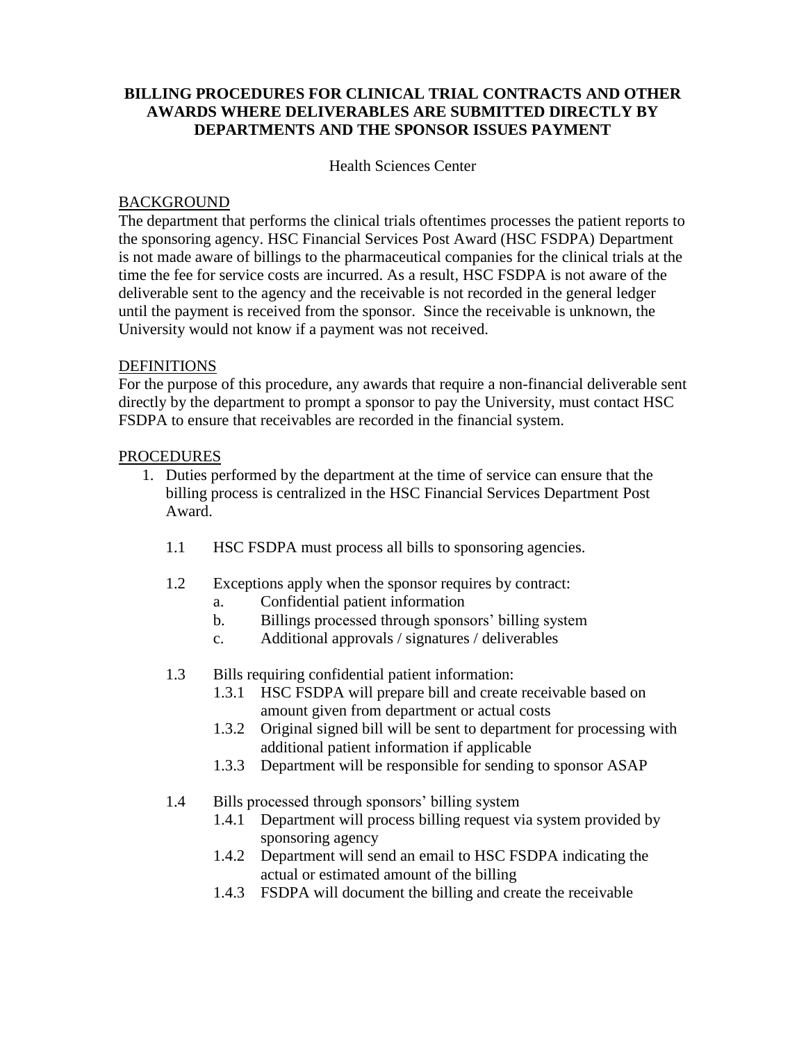# BILLING PROCEDURES FOR CLINICAL TRIAL CONTRACTS AND OTHER AWARDS WHERE DELIVERABLES ARE SUBMITTED DIRECTLY BY DEPARTMENTS AND THE SPONSOR ISSUES PAYMENT

Health Sciences Center

## BACKGROUND

The department that performs the clinical trials oftentimes processes the patient reports to the sponsoring agency. HSC Financial Services Post Award (HSC FSDPA) Department is not made aware of billings to the pharmaceutical companies for the clinical trials at the time the fee for service costs are incurred. As a result, HSC FSDPA is not aware of the deliverable sent to the agency and the receivable is not recorded in the general ledger until the payment is received from the sponsor. Since the receivable is unknown, the University would not know if a payment was not received.

## DEFINITIONS

For the purpose of this procedure, any awards that require a non-financial deliverable sent directly by the department to prompt a sponsor to pay the University, must contact HSC FSDPA to ensure that receivables are recorded in the financial system.

## PROCEDURES

1. Duties performed by the department at the time of service can ensure that the billing process is centralized in the HSC Financial Services Department Post Award.

   1.1 HSC FSDPA must process all bills to sponsoring agencies.

   1.2 Exceptions apply when the sponsor requires by contract:
      - a. Confidential patient information
      - b. Billings processed through sponsors' billing system
      - c. Additional approvals / signatures / deliverables

   1.3 Bills requiring confidential patient information:
      - 1.3.1 HSC FSDPA will prepare bill and create receivable based on amount given from department or actual costs
      - 1.3.2 Original signed bill will be sent to department for processing with additional patient information if applicable
      - 1.3.3 Department will be responsible for sending to sponsor ASAP

   1.4 Bills processed through sponsors' billing system
      - 1.4.1 Department will process billing request via system provided by sponsoring agency
      - 1.4.2 Department will send an email to HSC FSDPA indicating the actual or estimated amount of the billing
      - 1.4.3 FSDPA will document the billing and create the receivable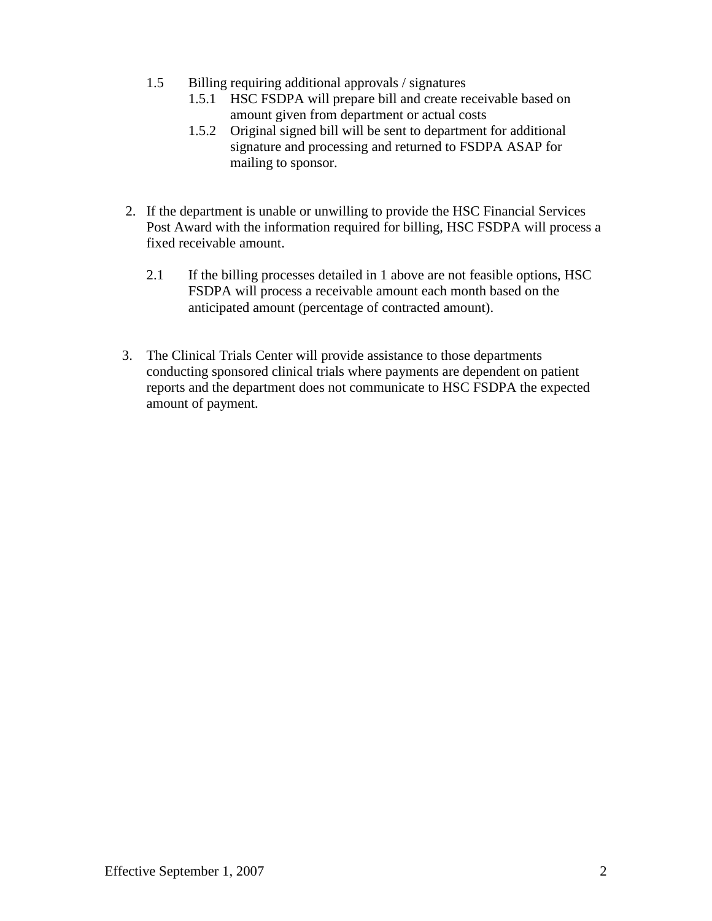1.5 Billing requiring additional approvals / signatures
   - 1.5.1 HSC FSDPA will prepare bill and create receivable based on amount given from department or actual costs
   - 1.5.2 Original signed bill will be sent to department for additional signature and processing and returned to FSDPA ASAP for mailing to sponsor.

2. If the department is unable or unwilling to provide the HSC Financial Services Post Award with the information required for billing, HSC FSDPA will process a fixed receivable amount.

   2.1 If the billing processes detailed in 1 above are not feasible options, HSC FSDPA will process a receivable amount each month based on the anticipated amount (percentage of contracted amount).

3. The Clinical Trials Center will provide assistance to those departments conducting sponsored clinical trials where payments are dependent on patient reports and the department does not communicate to HSC FSDPA the expected amount of payment.

Effective September 1, 2007